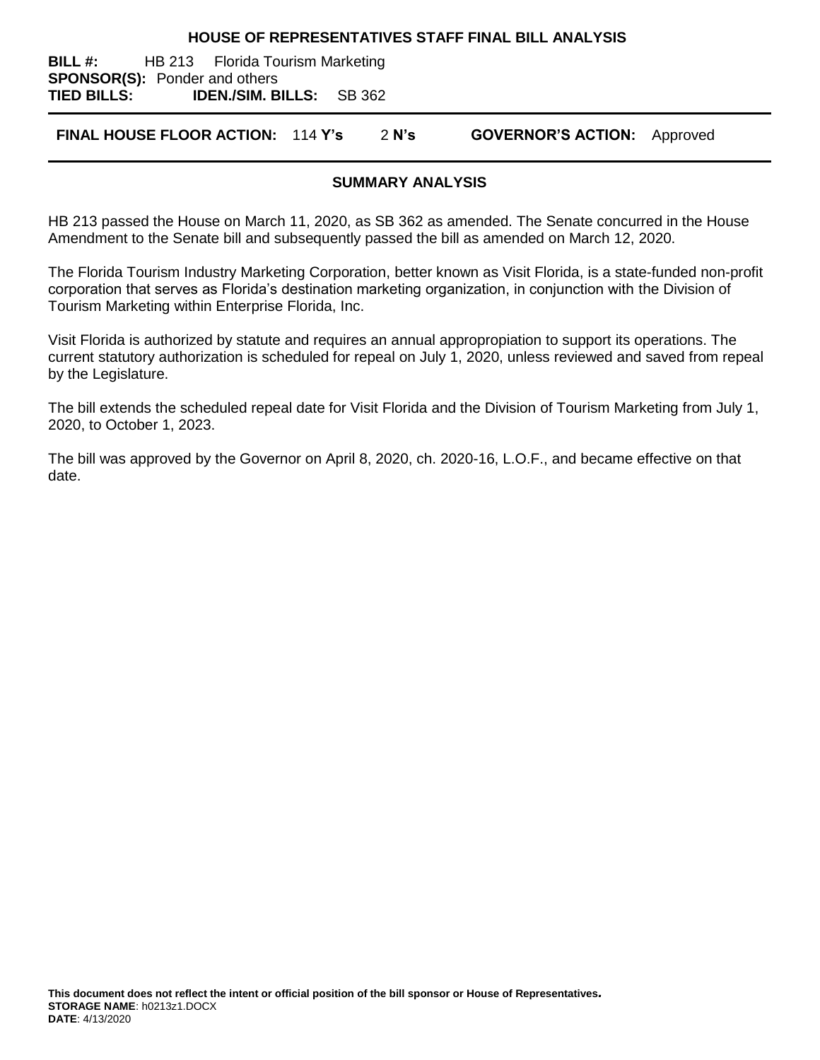# HOUSE OF REPRESENTATIVES STAFF FINAL BILL ANALYSIS

**BILL #:** HB 213 Florida Tourism Marketing
**SPONSOR(S):** Ponder and others
**TIED BILLS:** **IDEN./SIM. BILLS:** SB 362

**FINAL HOUSE FLOOR ACTION:** 114 **Y's** 2 **N's** **GOVERNOR'S ACTION:** Approved

## SUMMARY ANALYSIS

HB 213 passed the House on March 11, 2020, as SB 362 as amended. The Senate concurred in the House Amendment to the Senate bill and subsequently passed the bill as amended on March 12, 2020.

The Florida Tourism Industry Marketing Corporation, better known as Visit Florida, is a state-funded non-profit corporation that serves as Florida's destination marketing organization, in conjunction with the Division of Tourism Marketing within Enterprise Florida, Inc.

Visit Florida is authorized by statute and requires an annual appropropiation to support its operations. The current statutory authorization is scheduled for repeal on July 1, 2020, unless reviewed and saved from repeal by the Legislature.

The bill extends the scheduled repeal date for Visit Florida and the Division of Tourism Marketing from July 1, 2020, to October 1, 2023.

The bill was approved by the Governor on April 8, 2020, ch. 2020-16, L.O.F., and became effective on that date.

**This document does not reflect the intent or official position of the bill sponsor or House of Representatives.**
**STORAGE NAME**: h0213z1.DOCX
**DATE**: 4/13/2020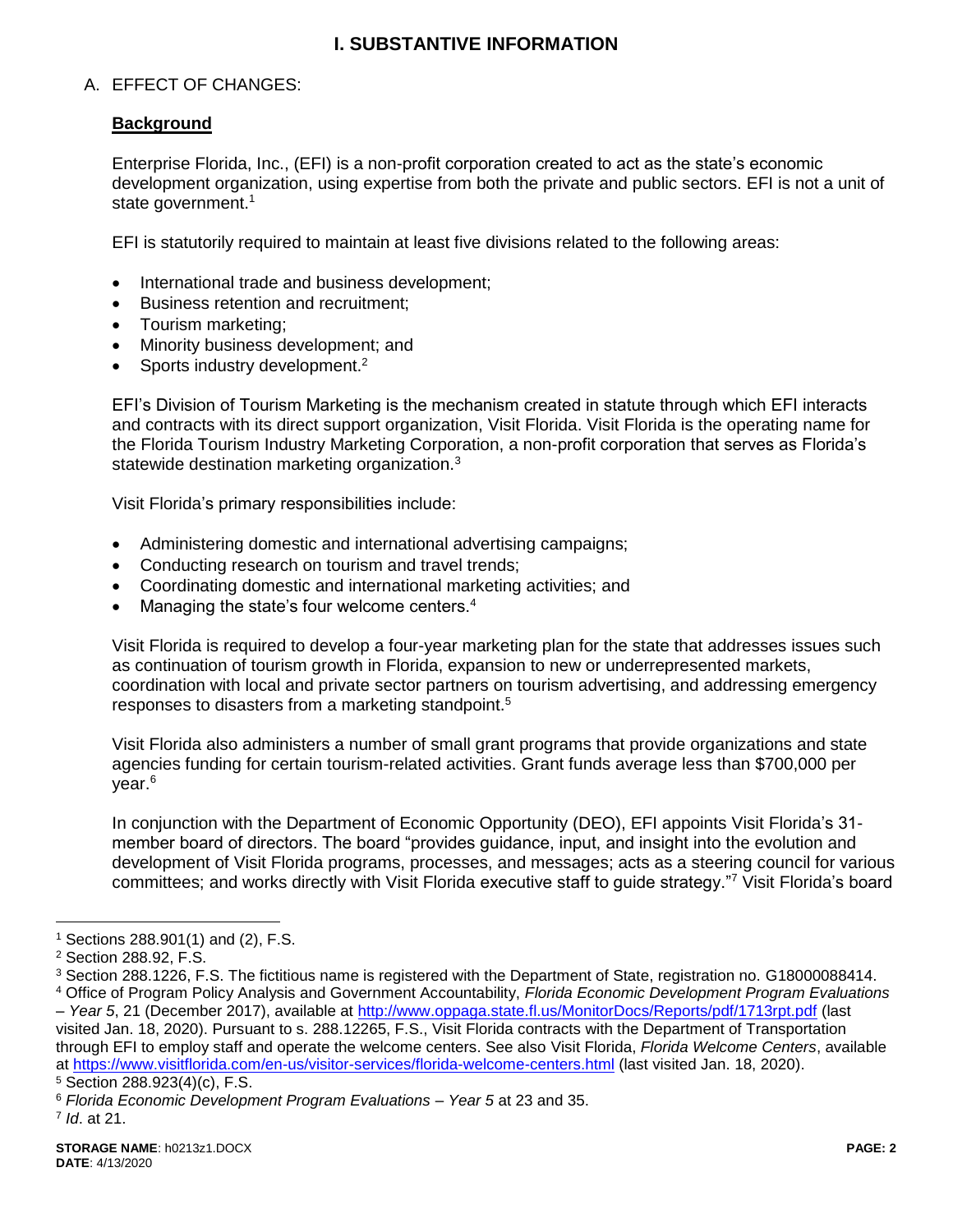# I. SUBSTANTIVE INFORMATION

## A. EFFECT OF CHANGES:

### Background

Enterprise Florida, Inc., (EFI) is a non-profit corporation created to act as the state's economic development organization, using expertise from both the private and public sectors. EFI is not a unit of state government.[1]

EFI is statutorily required to maintain at least five divisions related to the following areas:

- International trade and business development;
- Business retention and recruitment;
- Tourism marketing;
- Minority business development; and
- Sports industry development.[2]

EFI's Division of Tourism Marketing is the mechanism created in statute through which EFI interacts and contracts with its direct support organization, Visit Florida. Visit Florida is the operating name for the Florida Tourism Industry Marketing Corporation, a non-profit corporation that serves as Florida's statewide destination marketing organization.[3]

Visit Florida's primary responsibilities include:

- Administering domestic and international advertising campaigns;
- Conducting research on tourism and travel trends;
- Coordinating domestic and international marketing activities; and
- Managing the state's four welcome centers.[4]

Visit Florida is required to develop a four-year marketing plan for the state that addresses issues such as continuation of tourism growth in Florida, expansion to new or underrepresented markets, coordination with local and private sector partners on tourism advertising, and addressing emergency responses to disasters from a marketing standpoint.[5]

Visit Florida also administers a number of small grant programs that provide organizations and state agencies funding for certain tourism-related activities. Grant funds average less than $700,000 per year.[6]

In conjunction with the Department of Economic Opportunity (DEO), EFI appoints Visit Florida's 31-member board of directors. The board "provides guidance, input, and insight into the evolution and development of Visit Florida programs, processes, and messages; acts as a steering council for various committees; and works directly with Visit Florida executive staff to guide strategy."[7] Visit Florida's board

---

[1] Sections 288.901(1) and (2), F.S.

[2] Section 288.92, F.S.

[3] Section 288.1226, F.S. The fictitious name is registered with the Department of State, registration no. G18000088414.

[4] Office of Program Policy Analysis and Government Accountability, *Florida Economic Development Program Evaluations – Year 5*, 21 (December 2017), available at http://www.oppaga.state.fl.us/MonitorDocs/Reports/pdf/1713rpt.pdf (last visited Jan. 18, 2020). Pursuant to s. 288.12265, F.S., Visit Florida contracts with the Department of Transportation through EFI to employ staff and operate the welcome centers. See also Visit Florida, *Florida Welcome Centers*, available at https://www.visitflorida.com/en-us/visitor-services/florida-welcome-centers.html (last visited Jan. 18, 2020).

[5] Section 288.923(4)(c), F.S.

[6] *Florida Economic Development Program Evaluations – Year 5* at 23 and 35.

[7] *Id*. at 21.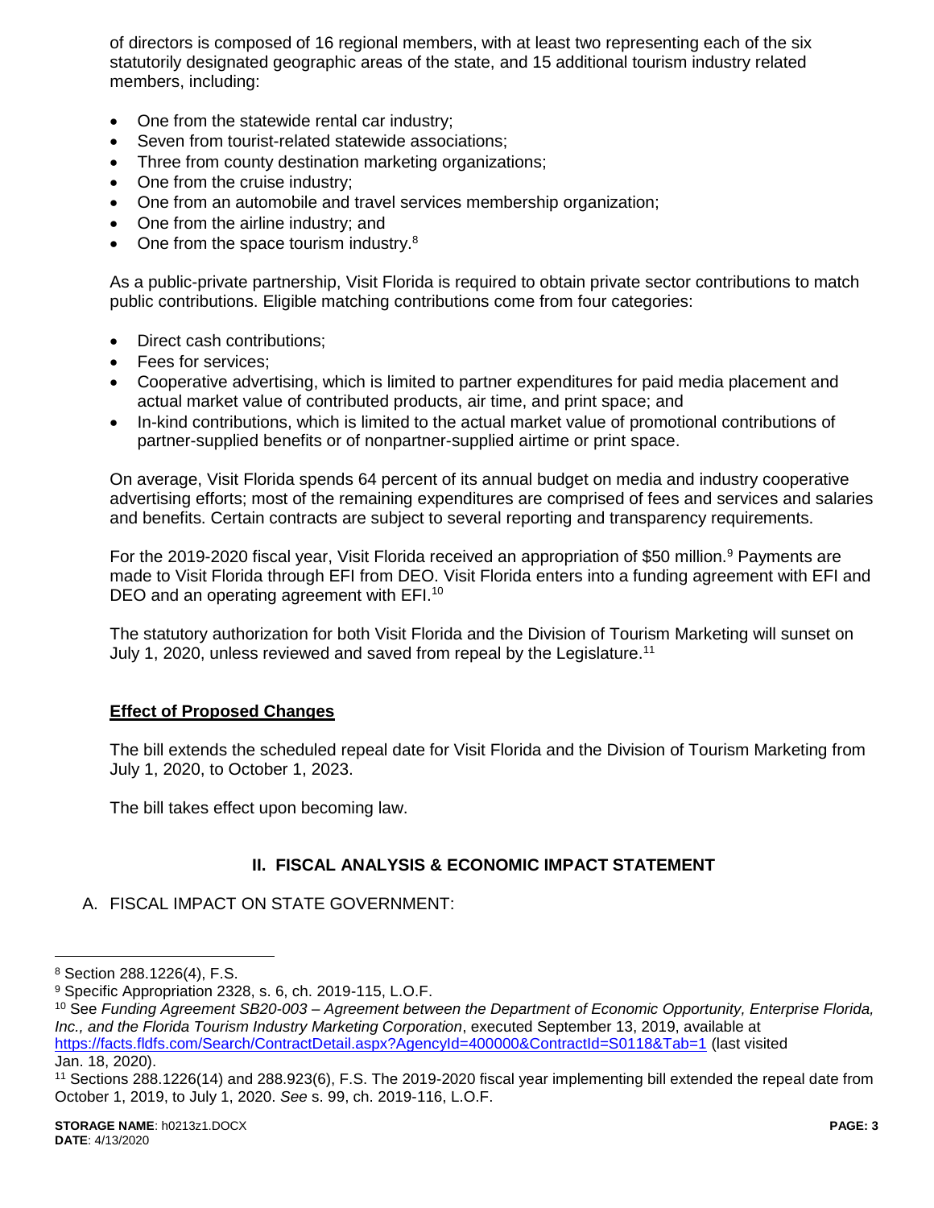of directors is composed of 16 regional members, with at least two representing each of the six statutorily designated geographic areas of the state, and 15 additional tourism industry related members, including:

- One from the statewide rental car industry;
- Seven from tourist-related statewide associations;
- Three from county destination marketing organizations;
- One from the cruise industry;
- One from an automobile and travel services membership organization;
- One from the airline industry; and
- One from the space tourism industry.[8]

As a public-private partnership, Visit Florida is required to obtain private sector contributions to match public contributions. Eligible matching contributions come from four categories:

- Direct cash contributions;
- Fees for services;
- Cooperative advertising, which is limited to partner expenditures for paid media placement and actual market value of contributed products, air time, and print space; and
- In-kind contributions, which is limited to the actual market value of promotional contributions of partner-supplied benefits or of nonpartner-supplied airtime or print space.

On average, Visit Florida spends 64 percent of its annual budget on media and industry cooperative advertising efforts; most of the remaining expenditures are comprised of fees and services and salaries and benefits. Certain contracts are subject to several reporting and transparency requirements.

For the 2019-2020 fiscal year, Visit Florida received an appropriation of $50 million.[9] Payments are made to Visit Florida through EFI from DEO. Visit Florida enters into a funding agreement with EFI and DEO and an operating agreement with EFI.[10]

The statutory authorization for both Visit Florida and the Division of Tourism Marketing will sunset on July 1, 2020, unless reviewed and saved from repeal by the Legislature.[11]

**Effect of Proposed Changes**

The bill extends the scheduled repeal date for Visit Florida and the Division of Tourism Marketing from July 1, 2020, to October 1, 2023.

The bill takes effect upon becoming law.

## II. FISCAL ANALYSIS & ECONOMIC IMPACT STATEMENT

A. FISCAL IMPACT ON STATE GOVERNMENT:

---

[8] Section 288.1226(4), F.S.

[9] Specific Appropriation 2328, s. 6, ch. 2019-115, L.O.F.

[10] See *Funding Agreement SB20-003 – Agreement between the Department of Economic Opportunity, Enterprise Florida, Inc., and the Florida Tourism Industry Marketing Corporation*, executed September 13, 2019, available at https://facts.fldfs.com/Search/ContractDetail.aspx?AgencyId=400000&ContractId=S0118&Tab=1 (last visited Jan. 18, 2020).

[11] Sections 288.1226(14) and 288.923(6), F.S. The 2019-2020 fiscal year implementing bill extended the repeal date from October 1, 2019, to July 1, 2020. *See* s. 99, ch. 2019-116, L.O.F.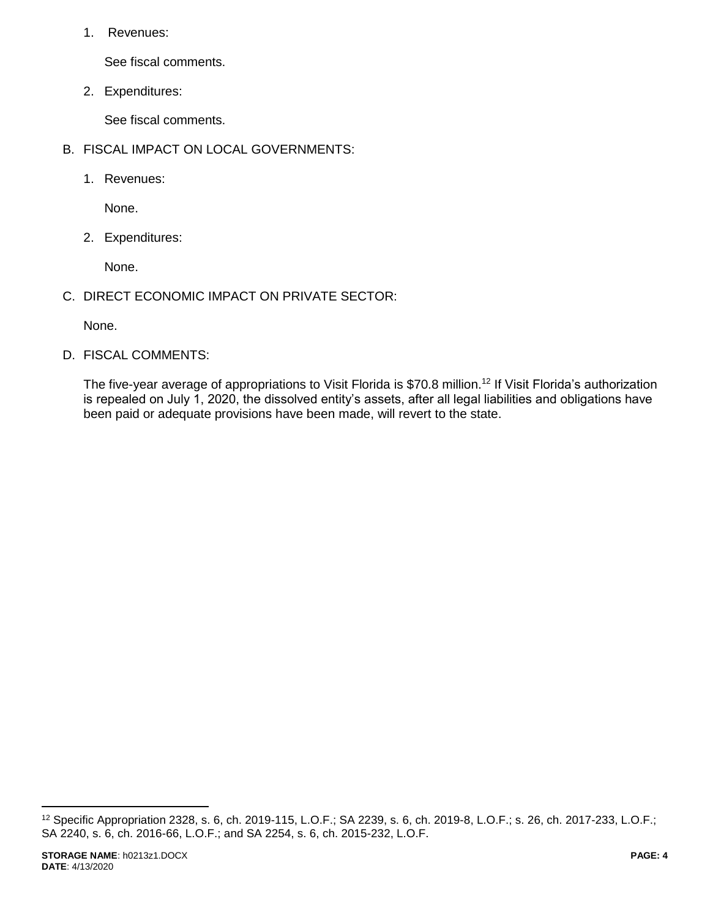1. Revenues:

   See fiscal comments.

2. Expenditures:

   See fiscal comments.

B. FISCAL IMPACT ON LOCAL GOVERNMENTS:

1. Revenues:

   None.

2. Expenditures:

   None.

C. DIRECT ECONOMIC IMPACT ON PRIVATE SECTOR:

   None.

D. FISCAL COMMENTS:

   The five-year average of appropriations to Visit Florida is $70.8 million.[12] If Visit Florida's authorization is repealed on July 1, 2020, the dissolved entity's assets, after all legal liabilities and obligations have been paid or adequate provisions have been made, will revert to the state.

---

[12] Specific Appropriation 2328, s. 6, ch. 2019-115, L.O.F.; SA 2239, s. 6, ch. 2019-8, L.O.F.; s. 26, ch. 2017-233, L.O.F.; SA 2240, s. 6, ch. 2016-66, L.O.F.; and SA 2254, s. 6, ch. 2015-232, L.O.F.